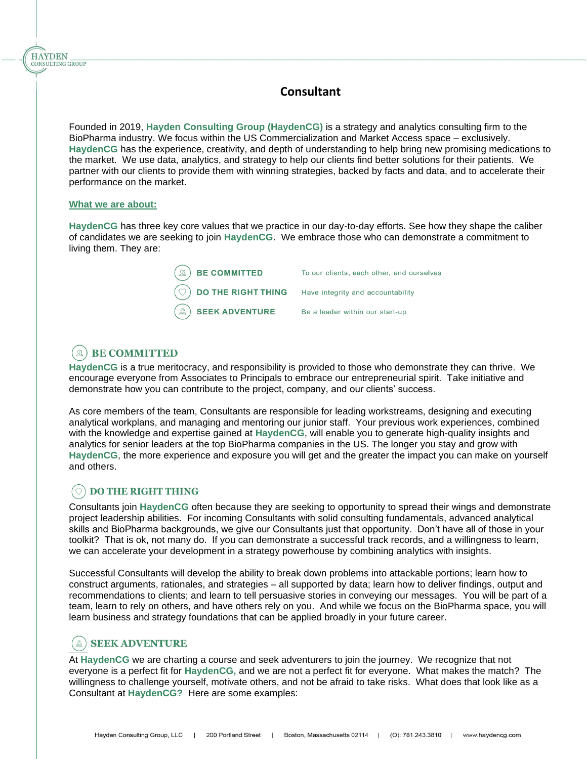# Consultant

Founded in 2019, **Hayden Consulting Group (HaydenCG)** is a strategy and analytics consulting firm to the BioPharma industry. We focus within the US Commercialization and Market Access space – exclusively. **HaydenCG** has the experience, creativity, and depth of understanding to help bring new promising medications to the market. We use data, analytics, and strategy to help our clients find better solutions for their patients. We partner with our clients to provide them with winning strategies, backed by facts and data, and to accelerate their performance on the market.

## What we are about:

**HaydenCG** has three key core values that we practice in our day-to-day efforts. See how they shape the caliber of candidates we are seeking to join **HaydenCG**. We embrace those who can demonstrate a commitment to living them. They are:

| | |
|---|---|
| **BE COMMITTED** | To our clients, each other, and ourselves |
| **DO THE RIGHT THING** | Have integrity and accountability |
| **SEEK ADVENTURE** | Be a leader within our start-up |

## BE COMMITTED

**HaydenCG** is a true meritocracy, and responsibility is provided to those who demonstrate they can thrive. We encourage everyone from Associates to Principals to embrace our entrepreneurial spirit. Take initiative and demonstrate how you can contribute to the project, company, and our clients' success.

As core members of the team, Consultants are responsible for leading workstreams, designing and executing analytical workplans, and managing and mentoring our junior staff. Your previous work experiences, combined with the knowledge and expertise gained at **HaydenCG**, will enable you to generate high-quality insights and analytics for senior leaders at the top BioPharma companies in the US. The longer you stay and grow with **HaydenCG**, the more experience and exposure you will get and the greater the impact you can make on yourself and others.

## DO THE RIGHT THING

Consultants join **HaydenCG** often because they are seeking to opportunity to spread their wings and demonstrate project leadership abilities. For incoming Consultants with solid consulting fundamentals, advanced analytical skills and BioPharma backgrounds, we give our Consultants just that opportunity. Don't have all of those in your toolkit? That is ok, not many do. If you can demonstrate a successful track records, and a willingness to learn, we can accelerate your development in a strategy powerhouse by combining analytics with insights.

Successful Consultants will develop the ability to break down problems into attackable portions; learn how to construct arguments, rationales, and strategies – all supported by data; learn how to deliver findings, output and recommendations to clients; and learn to tell persuasive stories in conveying our messages. You will be part of a team, learn to rely on others, and have others rely on you. And while we focus on the BioPharma space, you will learn business and strategy foundations that can be applied broadly in your future career.

## SEEK ADVENTURE

At **HaydenCG** we are charting a course and seek adventurers to join the journey. We recognize that not everyone is a perfect fit for **HaydenCG,** and we are not a perfect fit for everyone. What makes the match? The willingness to challenge yourself, motivate others, and not be afraid to take risks. What does that look like as a Consultant at **HaydenCG?** Here are some examples: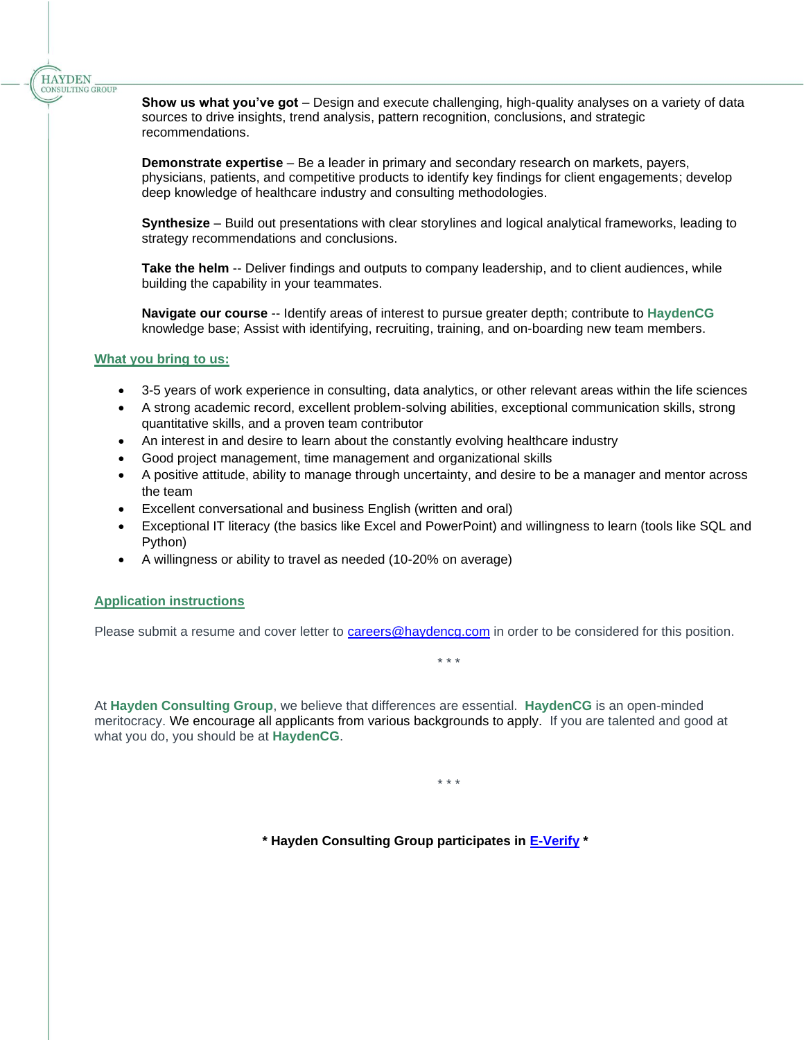**Show us what you've got** – Design and execute challenging, high-quality analyses on a variety of data sources to drive insights, trend analysis, pattern recognition, conclusions, and strategic recommendations.

**Demonstrate expertise** – Be a leader in primary and secondary research on markets, payers, physicians, patients, and competitive products to identify key findings for client engagements; develop deep knowledge of healthcare industry and consulting methodologies.

**Synthesize** – Build out presentations with clear storylines and logical analytical frameworks, leading to strategy recommendations and conclusions.

**Take the helm** -- Deliver findings and outputs to company leadership, and to client audiences, while building the capability in your teammates.

**Navigate our course** -- Identify areas of interest to pursue greater depth; contribute to **HaydenCG** knowledge base; Assist with identifying, recruiting, training, and on-boarding new team members.

## What you bring to us:

- 3-5 years of work experience in consulting, data analytics, or other relevant areas within the life sciences
- A strong academic record, excellent problem-solving abilities, exceptional communication skills, strong quantitative skills, and a proven team contributor
- An interest in and desire to learn about the constantly evolving healthcare industry
- Good project management, time management and organizational skills
- A positive attitude, ability to manage through uncertainty, and desire to be a manager and mentor across the team
- Excellent conversational and business English (written and oral)
- Exceptional IT literacy (the basics like Excel and PowerPoint) and willingness to learn (tools like SQL and Python)
- A willingness or ability to travel as needed (10-20% on average)

## Application instructions

Please submit a resume and cover letter to careers@haydencg.com in order to be considered for this position.

\* \* \*

At **Hayden Consulting Group**, we believe that differences are essential. **HaydenCG** is an open-minded meritocracy. We encourage all applicants from various backgrounds to apply. If you are talented and good at what you do, you should be at **HaydenCG**.

\* \* \*

**\* Hayden Consulting Group participates in E-Verify \***